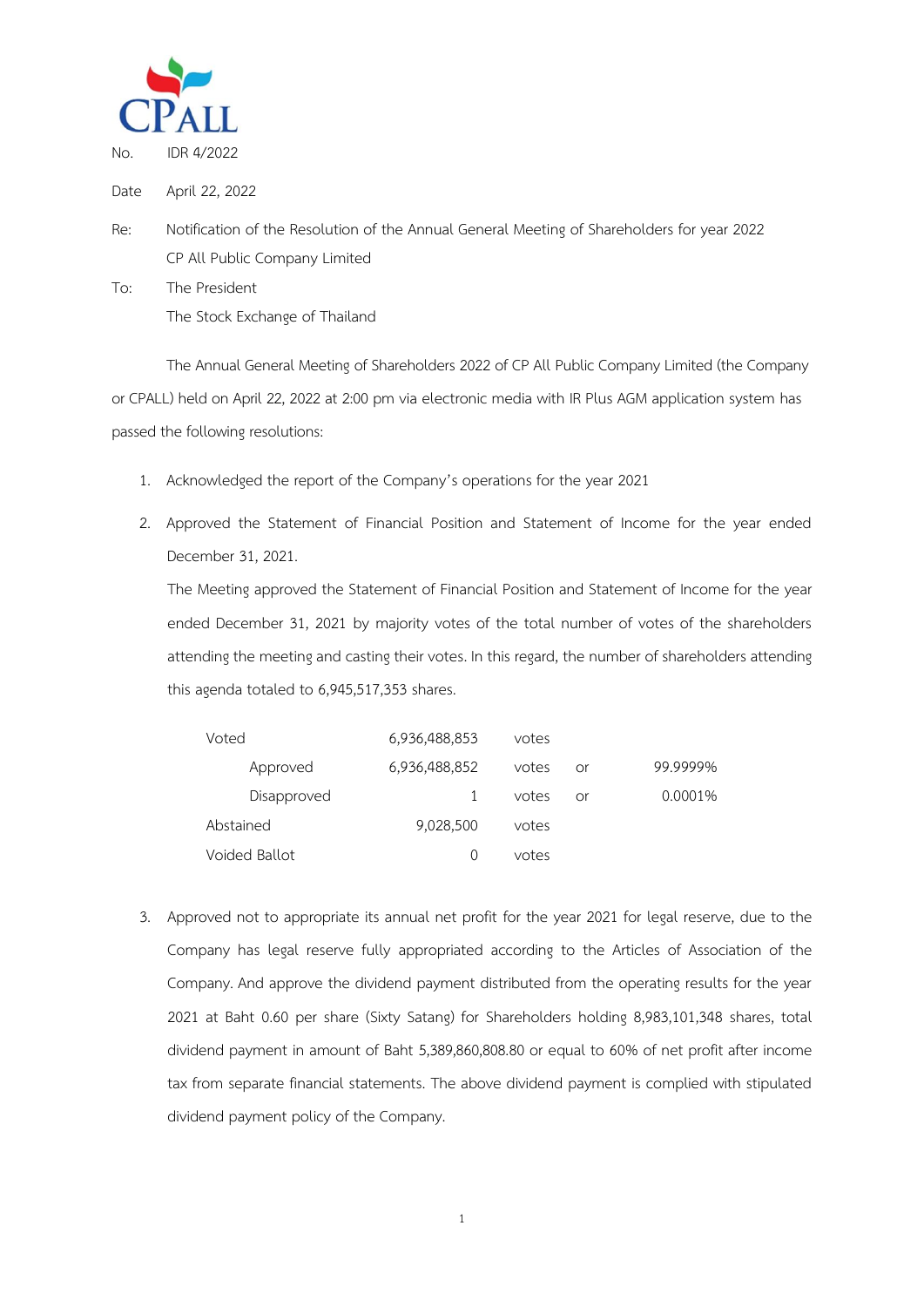CPALL

No. IDR 4/2022

Date April 22, 2022

Re: Notification of the Resolution of the Annual General Meeting of Shareholders for year 2022
CP All Public Company Limited

To: The President
The Stock Exchange of Thailand

The Annual General Meeting of Shareholders 2022 of CP All Public Company Limited (the Company or CPALL) held on April 22, 2022 at 2:00 pm via electronic media with IR Plus AGM application system has passed the following resolutions:

1. Acknowledged the report of the Company's operations for the year 2021

2. Approved the Statement of Financial Position and Statement of Income for the year ended December 31, 2021.

   The Meeting approved the Statement of Financial Position and Statement of Income for the year ended December 31, 2021 by majority votes of the total number of votes of the shareholders attending the meeting and casting their votes. In this regard, the number of shareholders attending this agenda totaled to 6,945,517,353 shares.

| | | | | |
|---|---|---|---|---|
| Voted | 6,936,488,853 | votes | | |
| Approved | 6,936,488,852 | votes | or | 99.9999% |
| Disapproved | 1 | votes | or | 0.0001% |
| Abstained | 9,028,500 | votes | | |
| Voided Ballot | 0 | votes | | |

3. Approved not to appropriate its annual net profit for the year 2021 for legal reserve, due to the Company has legal reserve fully appropriated according to the Articles of Association of the Company. And approve the dividend payment distributed from the operating results for the year 2021 at Baht 0.60 per share (Sixty Satang) for Shareholders holding 8,983,101,348 shares, total dividend payment in amount of Baht 5,389,860,808.80 or equal to 60% of net profit after income tax from separate financial statements. The above dividend payment is complied with stipulated dividend payment policy of the Company.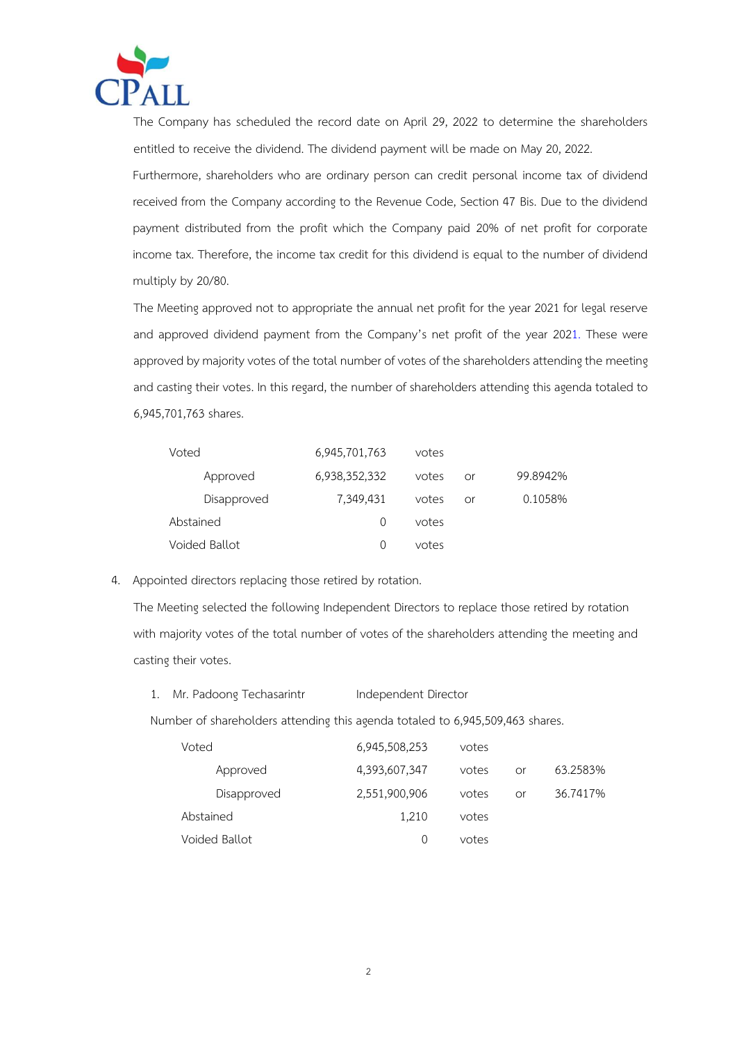The Company has scheduled the record date on April 29, 2022 to determine the shareholders entitled to receive the dividend. The dividend payment will be made on May 20, 2022.

Furthermore, shareholders who are ordinary person can credit personal income tax of dividend received from the Company according to the Revenue Code, Section 47 Bis. Due to the dividend payment distributed from the profit which the Company paid 20% of net profit for corporate income tax. Therefore, the income tax credit for this dividend is equal to the number of dividend multiply by 20/80.

The Meeting approved not to appropriate the annual net profit for the year 2021 for legal reserve and approved dividend payment from the Company's net profit of the year 2021. These were approved by majority votes of the total number of votes of the shareholders attending the meeting and casting their votes. In this regard, the number of shareholders attending this agenda totaled to 6,945,701,763 shares.

| | | | | |
|---|---|---|---|---|
| Voted | 6,945,701,763 | votes | | |
| Approved | 6,938,352,332 | votes | or | 99.8942% |
| Disapproved | 7,349,431 | votes | or | 0.1058% |
| Abstained | 0 | votes | | |
| Voided Ballot | 0 | votes | | |

4. Appointed directors replacing those retired by rotation.

   The Meeting selected the following Independent Directors to replace those retired by rotation with majority votes of the total number of votes of the shareholders attending the meeting and casting their votes.

   1. Mr. Padoong Techasarintr Independent Director

   Number of shareholders attending this agenda totaled to 6,945,509,463 shares.

| | | | | |
|---|---|---|---|---|
| Voted | 6,945,508,253 | votes | | |
| Approved | 4,393,607,347 | votes | or | 63.2583% |
| Disapproved | 2,551,900,906 | votes | or | 36.7417% |
| Abstained | 1,210 | votes | | |
| Voided Ballot | 0 | votes | | |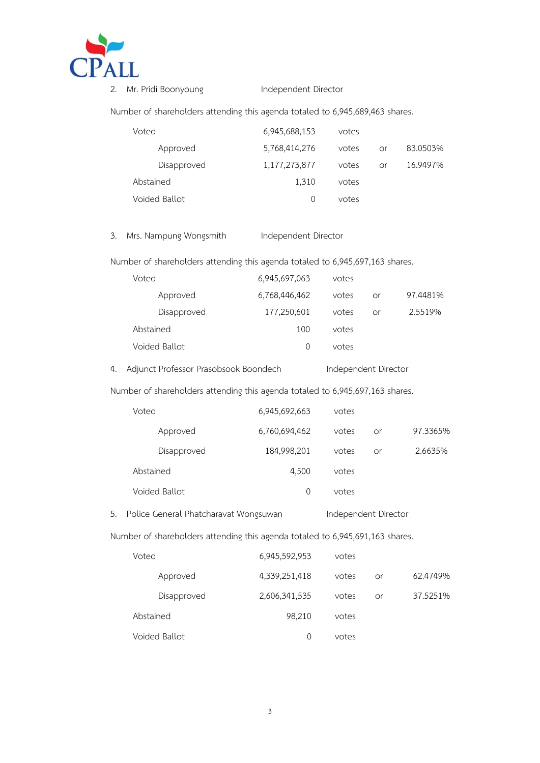2. Mr. Pridi Boonyoung — Independent Director

Number of shareholders attending this agenda totaled to 6,945,689,463 shares.

| | | | | |
|---|---|---|---|---|
| Voted | 6,945,688,153 | votes | | |
| Approved | 5,768,414,276 | votes | or | 83.0503% |
| Disapproved | 1,177,273,877 | votes | or | 16.9497% |
| Abstained | 1,310 | votes | | |
| Voided Ballot | 0 | votes | | |

3. Mrs. Nampung Wongsmith — Independent Director

Number of shareholders attending this agenda totaled to 6,945,697,163 shares.

| | | | | |
|---|---|---|---|---|
| Voted | 6,945,697,063 | votes | | |
| Approved | 6,768,446,462 | votes | or | 97.4481% |
| Disapproved | 177,250,601 | votes | or | 2.5519% |
| Abstained | 100 | votes | | |
| Voided Ballot | 0 | votes | | |

4. Adjunct Professor Prasobsook Boondech — Independent Director

Number of shareholders attending this agenda totaled to 6,945,697,163 shares.

| | | | | |
|---|---|---|---|---|
| Voted | 6,945,692,663 | votes | | |
| Approved | 6,760,694,462 | votes | or | 97.3365% |
| Disapproved | 184,998,201 | votes | or | 2.6635% |
| Abstained | 4,500 | votes | | |
| Voided Ballot | 0 | votes | | |

5. Police General Phatcharavat Wongsuwan — Independent Director

Number of shareholders attending this agenda totaled to 6,945,691,163 shares.

| | | | | |
|---|---|---|---|---|
| Voted | 6,945,592,953 | votes | | |
| Approved | 4,339,251,418 | votes | or | 62.4749% |
| Disapproved | 2,606,341,535 | votes | or | 37.5251% |
| Abstained | 98,210 | votes | | |
| Voided Ballot | 0 | votes | | |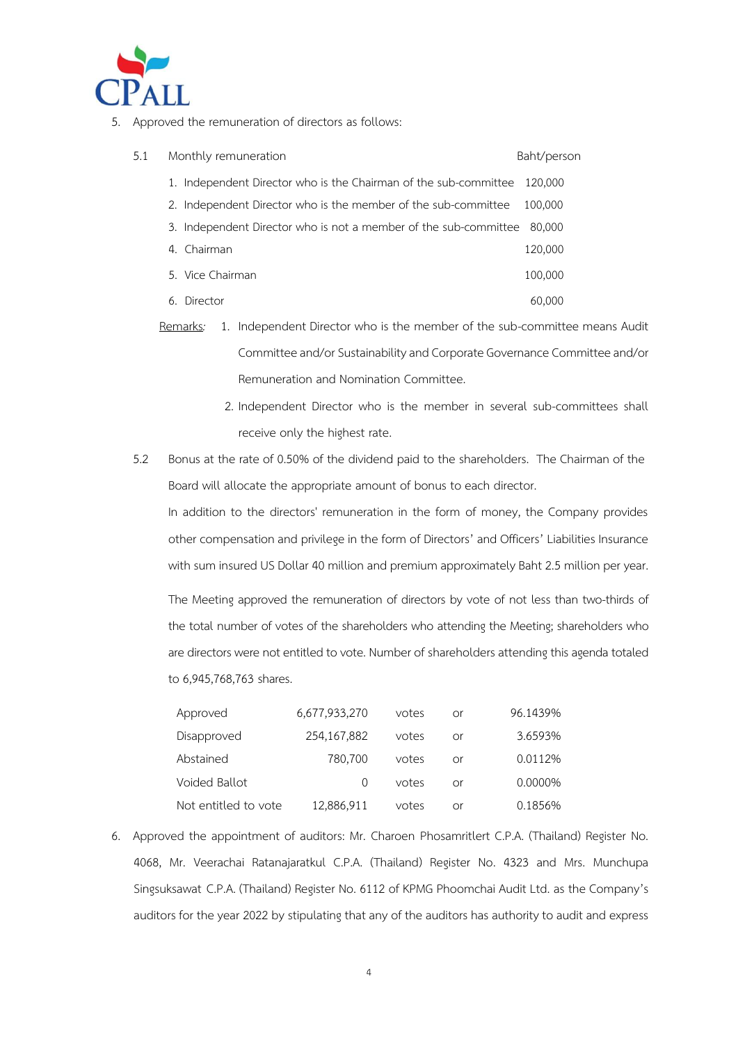5. Approved the remuneration of directors as follows:

5.1 Monthly remuneration

| | Baht/person |
|---|---|
| 1. Independent Director who is the Chairman of the sub-committee | 120,000 |
| 2. Independent Director who is the member of the sub-committee | 100,000 |
| 3. Independent Director who is not a member of the sub-committee | 80,000 |
| 4. Chairman | 120,000 |
| 5. Vice Chairman | 100,000 |
| 6. Director | 60,000 |

Remarks: 1. Independent Director who is the member of the sub-committee means Audit Committee and/or Sustainability and Corporate Governance Committee and/or Remuneration and Nomination Committee.

2. Independent Director who is the member in several sub-committees shall receive only the highest rate.

5.2 Bonus at the rate of 0.50% of the dividend paid to the shareholders. The Chairman of the Board will allocate the appropriate amount of bonus to each director.

In addition to the directors' remuneration in the form of money, the Company provides other compensation and privilege in the form of Directors' and Officers' Liabilities Insurance with sum insured US Dollar 40 million and premium approximately Baht 2.5 million per year.

The Meeting approved the remuneration of directors by vote of not less than two-thirds of the total number of votes of the shareholders who attending the Meeting; shareholders who are directors were not entitled to vote. Number of shareholders attending this agenda totaled to 6,945,768,763 shares.

| | | | | |
|---|---|---|---|---|
| Approved | 6,677,933,270 | votes | or | 96.1439% |
| Disapproved | 254,167,882 | votes | or | 3.6593% |
| Abstained | 780,700 | votes | or | 0.0112% |
| Voided Ballot | 0 | votes | or | 0.0000% |
| Not entitled to vote | 12,886,911 | votes | or | 0.1856% |

6. Approved the appointment of auditors: Mr. Charoen Phosamritlert C.P.A. (Thailand) Register No. 4068, Mr. Veerachai Ratanajaratkul C.P.A. (Thailand) Register No. 4323 and Mrs. Munchupa Singsuksawat C.P.A. (Thailand) Register No. 6112 of KPMG Phoomchai Audit Ltd. as the Company's auditors for the year 2022 by stipulating that any of the auditors has authority to audit and express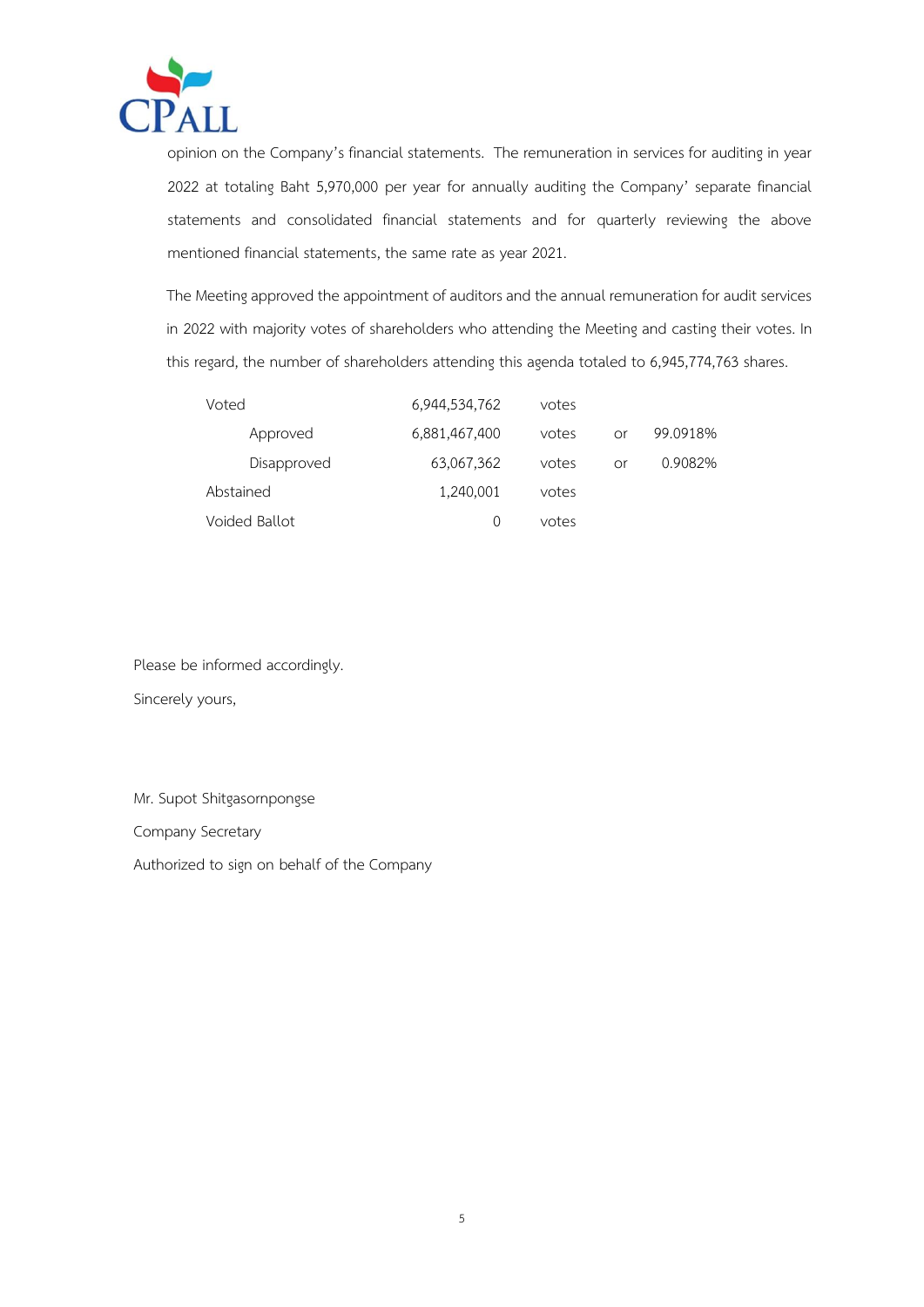opinion on the Company's financial statements. The remuneration in services for auditing in year 2022 at totaling Baht 5,970,000 per year for annually auditing the Company' separate financial statements and consolidated financial statements and for quarterly reviewing the above mentioned financial statements, the same rate as year 2021.

The Meeting approved the appointment of auditors and the annual remuneration for audit services in 2022 with majority votes of shareholders who attending the Meeting and casting their votes. In this regard, the number of shareholders attending this agenda totaled to 6,945,774,763 shares.

| | | | | |
|---|---|---|---|---|
| Voted | 6,944,534,762 | votes | | |
| Approved | 6,881,467,400 | votes | or | 99.0918% |
| Disapproved | 63,067,362 | votes | or | 0.9082% |
| Abstained | 1,240,001 | votes | | |
| Voided Ballot | 0 | votes | | |

Please be informed accordingly.

Sincerely yours,

Mr. Supot Shitgasornpongse

Company Secretary

Authorized to sign on behalf of the Company